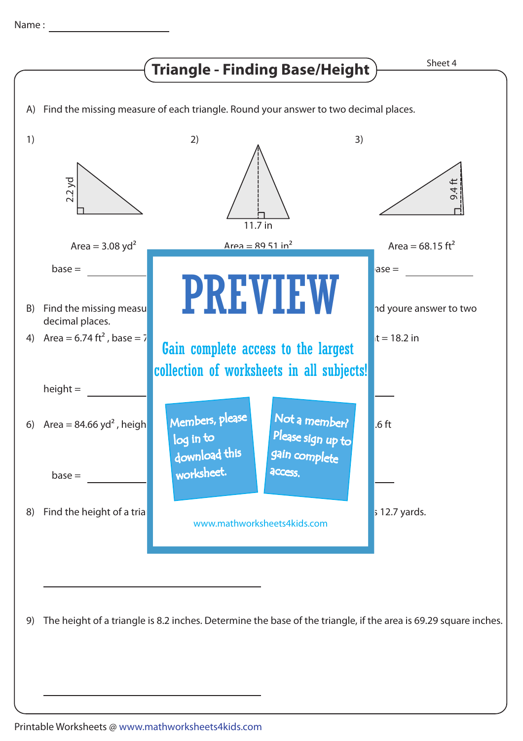Name : ____________________

# Triangle - Finding Base/Height

Sheet 4

A) Find the missing measure of each triangle. Round your answer to two decimal places.

1)

2.2 yd

Area = 3.08 yd²

base = ____________

2)

11.7 in

Area = 89.51 in²

3)

9.4 ft

Area = 68.15 ft²

base = ____________

B) Find the missing measu... ...nd youre answer to two decimal places.

4) Area = 6.74 ft², base = 7... ...t = 18.2 in

height = ____________

6) Area = 84.66 yd², heigh... ....6 ft

base = ____________

8) Find the height of a tria... ...s 12.7 yards.

______________________________

PREVIEW

Gain complete access to the largest collection of worksheets in all subjects!

Members, please log in to download this worksheet.

Not a member? Please sign up to gain complete access.

www.mathworksheets4kids.com

9) The height of a triangle is 8.2 inches. Determine the base of the triangle, if the area is 69.29 square inches.

______________________________

Printable Worksheets @ www.mathworksheets4kids.com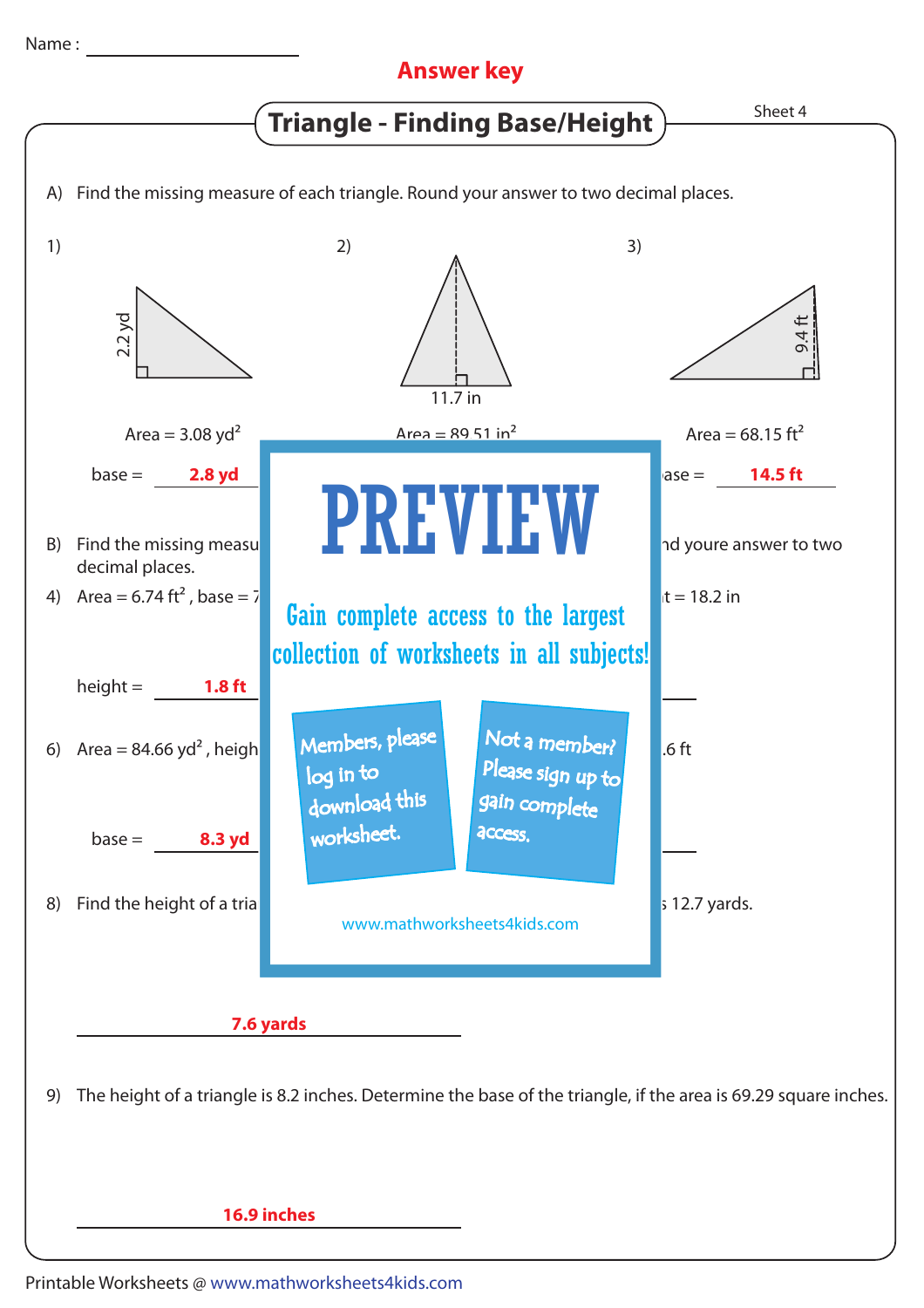Name : ______________________

**Answer key**

# Triangle - Finding Base/Height

Sheet 4

A) Find the missing measure of each triangle. Round your answer to two decimal places.

1)

2.2 yd

Area = 3.08 $yd^2$

base = **2.8 yd**

2)

11.7 in

Area = 89.51 $in^2$

3)

9.4 ft

Area = 68.15 $ft^2$

base = **14.5 ft**

B) Find the missing measu... nd youre answer to two decimal places.

4) Area = 6.74 $ft^2$ , base = 7... t = 18.2 in

height = **1.8 ft**

6) Area = 84.66 $yd^2$ , heigh... .6 ft

base = **8.3 yd**

8) Find the height of a tria... s 12.7 yards.

**7.6 yards**

9) The height of a triangle is 8.2 inches. Determine the base of the triangle, if the area is 69.29 square inches.

**16.9 inches**

PREVIEW

Gain complete access to the largest collection of worksheets in all subjects!

Members, please log in to download this worksheet.

Not a member? Please sign up to gain complete access.

www.mathworksheets4kids.com

Printable Worksheets @ www.mathworksheets4kids.com